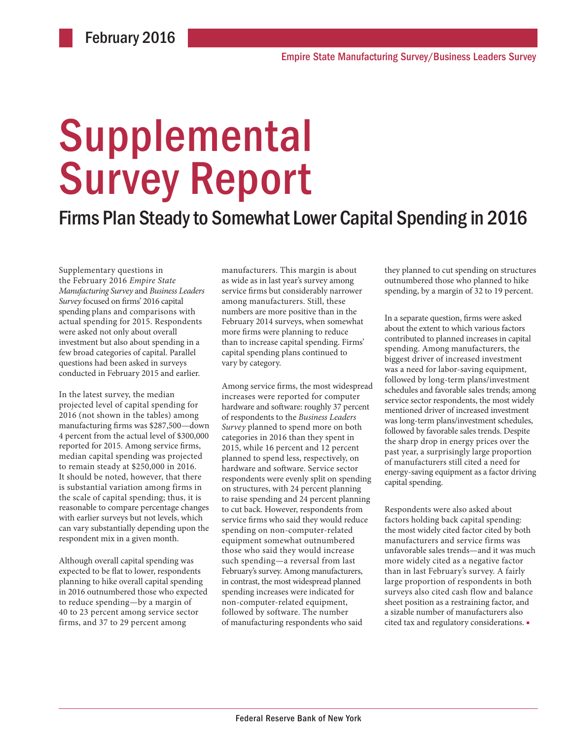February 2016

Empire State Manufacturing Survey/Business Leaders Survey

# Supplemental Survey Report

## Firms Plan Steady to Somewhat Lower Capital Spending in 2016

Supplementary questions in the February 2016 *Empire State Manufacturing Survey* and *Business Leaders Survey* focused on firms' 2016 capital spending plans and comparisons with actual spending for 2015. Respondents were asked not only about overall investment but also about spending in a few broad categories of capital. Parallel questions had been asked in surveys conducted in February 2015 and earlier.

In the latest survey, the median projected level of capital spending for 2016 (not shown in the tables) among manufacturing firms was $287,500—down 4 percent from the actual level of $300,000 reported for 2015. Among service firms, median capital spending was projected to remain steady at $250,000 in 2016. It should be noted, however, that there is substantial variation among firms in the scale of capital spending; thus, it is reasonable to compare percentage changes with earlier surveys but not levels, which can vary substantially depending upon the respondent mix in a given month.

Although overall capital spending was expected to be flat to lower, respondents planning to hike overall capital spending in 2016 outnumbered those who expected to reduce spending—by a margin of 40 to 23 percent among service sector firms, and 37 to 29 percent among manufacturers. This margin is about as wide as in last year's survey among service firms but considerably narrower among manufacturers. Still, these numbers are more positive than in the February 2014 surveys, when somewhat more firms were planning to reduce than to increase capital spending. Firms' capital spending plans continued to vary by category.

Among service firms, the most widespread increases were reported for computer hardware and software: roughly 37 percent of respondents to the *Business Leaders Survey* planned to spend more on both categories in 2016 than they spent in 2015, while 16 percent and 12 percent planned to spend less, respectively, on hardware and software. Service sector respondents were evenly split on spending on structures, with 24 percent planning to raise spending and 24 percent planning to cut back. However, respondents from service firms who said they would reduce spending on non-computer-related equipment somewhat outnumbered those who said they would increase such spending—a reversal from last February's survey. Among manufacturers, in contrast, the most widespread planned spending increases were indicated for non-computer-related equipment, followed by software. The number of manufacturing respondents who said they planned to cut spending on structures outnumbered those who planned to hike spending, by a margin of 32 to 19 percent.

In a separate question, firms were asked about the extent to which various factors contributed to planned increases in capital spending. Among manufacturers, the biggest driver of increased investment was a need for labor-saving equipment, followed by long-term plans/investment schedules and favorable sales trends; among service sector respondents, the most widely mentioned driver of increased investment was long-term plans/investment schedules, followed by favorable sales trends. Despite the sharp drop in energy prices over the past year, a surprisingly large proportion of manufacturers still cited a need for energy-saving equipment as a factor driving capital spending.

Respondents were also asked about factors holding back capital spending: the most widely cited factor cited by both manufacturers and service firms was unfavorable sales trends—and it was much more widely cited as a negative factor than in last February's survey. A fairly large proportion of respondents in both surveys also cited cash flow and balance sheet position as a restraining factor, and a sizable number of manufacturers also cited tax and regulatory considerations. ▪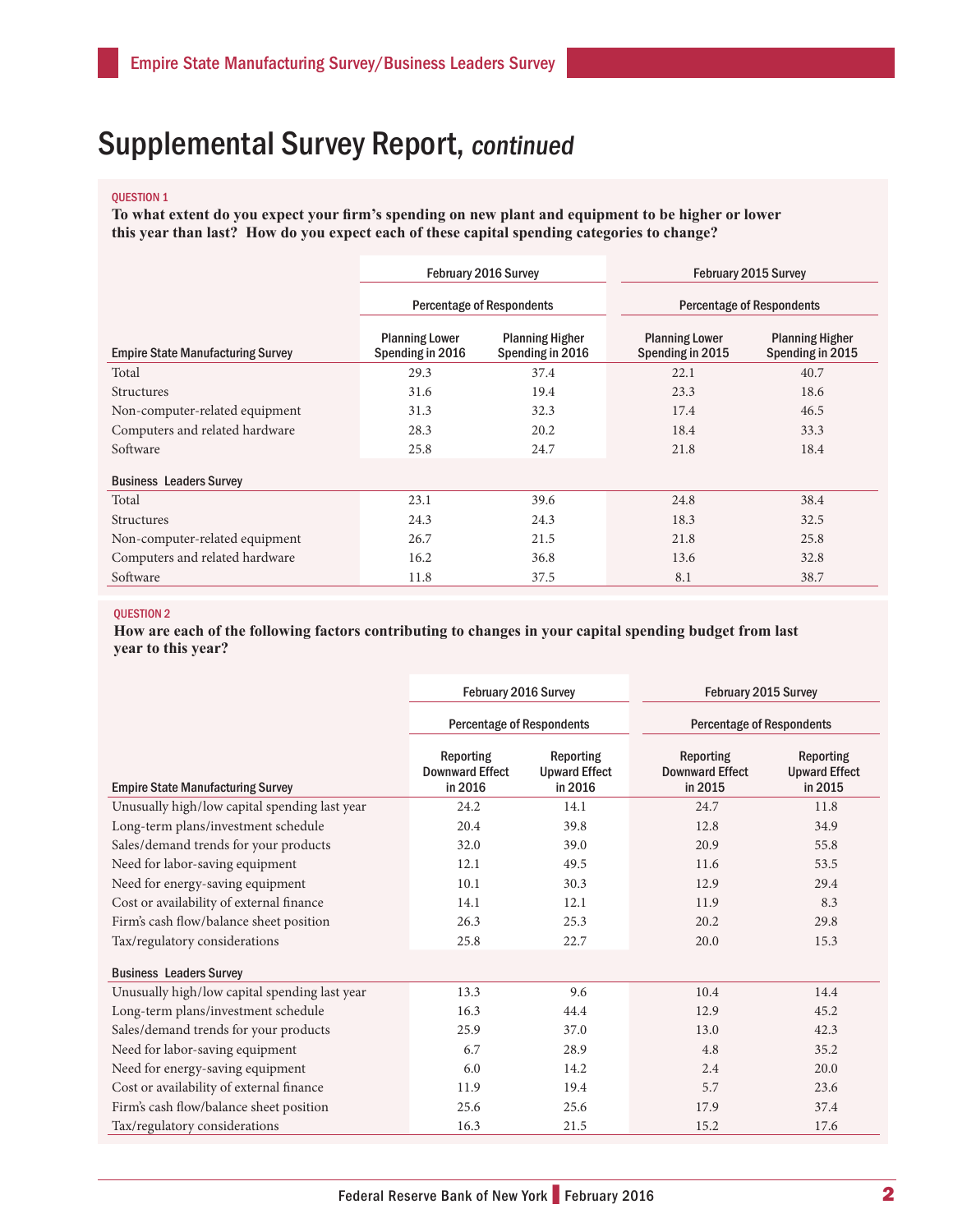# Supplemental Survey Report, *continued*

QUESTION 1

**To what extent do you expect your firm's spending on new plant and equipment to be higher or lower this year than last? How do you expect each of these capital spending categories to change?**

| | February 2016 Survey | | February 2015 Survey | |
|---|---|---|---|---|
| | Percentage of Respondents | | Percentage of Respondents | |
| **Empire State Manufacturing Survey** | Planning Lower Spending in 2016 | Planning Higher Spending in 2016 | Planning Lower Spending in 2015 | Planning Higher Spending in 2015 |
| Total | 29.3 | 37.4 | 22.1 | 40.7 |
| Structures | 31.6 | 19.4 | 23.3 | 18.6 |
| Non-computer-related equipment | 31.3 | 32.3 | 17.4 | 46.5 |
| Computers and related hardware | 28.3 | 20.2 | 18.4 | 33.3 |
| Software | 25.8 | 24.7 | 21.8 | 18.4 |
| **Business Leaders Survey** | | | | |
| Total | 23.1 | 39.6 | 24.8 | 38.4 |
| Structures | 24.3 | 24.3 | 18.3 | 32.5 |
| Non-computer-related equipment | 26.7 | 21.5 | 21.8 | 25.8 |
| Computers and related hardware | 16.2 | 36.8 | 13.6 | 32.8 |
| Software | 11.8 | 37.5 | 8.1 | 38.7 |

QUESTION 2

**How are each of the following factors contributing to changes in your capital spending budget from last year to this year?**

| | February 2016 Survey | | February 2015 Survey | |
|---|---|---|---|---|
| | Percentage of Respondents | | Percentage of Respondents | |
| **Empire State Manufacturing Survey** | Reporting Downward Effect in 2016 | Reporting Upward Effect in 2016 | Reporting Downward Effect in 2015 | Reporting Upward Effect in 2015 |
| Unusually high/low capital spending last year | 24.2 | 14.1 | 24.7 | 11.8 |
| Long-term plans/investment schedule | 20.4 | 39.8 | 12.8 | 34.9 |
| Sales/demand trends for your products | 32.0 | 39.0 | 20.9 | 55.8 |
| Need for labor-saving equipment | 12.1 | 49.5 | 11.6 | 53.5 |
| Need for energy-saving equipment | 10.1 | 30.3 | 12.9 | 29.4 |
| Cost or availability of external finance | 14.1 | 12.1 | 11.9 | 8.3 |
| Firm's cash flow/balance sheet position | 26.3 | 25.3 | 20.2 | 29.8 |
| Tax/regulatory considerations | 25.8 | 22.7 | 20.0 | 15.3 |
| **Business Leaders Survey** | | | | |
| Unusually high/low capital spending last year | 13.3 | 9.6 | 10.4 | 14.4 |
| Long-term plans/investment schedule | 16.3 | 44.4 | 12.9 | 45.2 |
| Sales/demand trends for your products | 25.9 | 37.0 | 13.0 | 42.3 |
| Need for labor-saving equipment | 6.7 | 28.9 | 4.8 | 35.2 |
| Need for energy-saving equipment | 6.0 | 14.2 | 2.4 | 20.0 |
| Cost or availability of external finance | 11.9 | 19.4 | 5.7 | 23.6 |
| Firm's cash flow/balance sheet position | 25.6 | 25.6 | 17.9 | 37.4 |
| Tax/regulatory considerations | 16.3 | 21.5 | 15.2 | 17.6 |